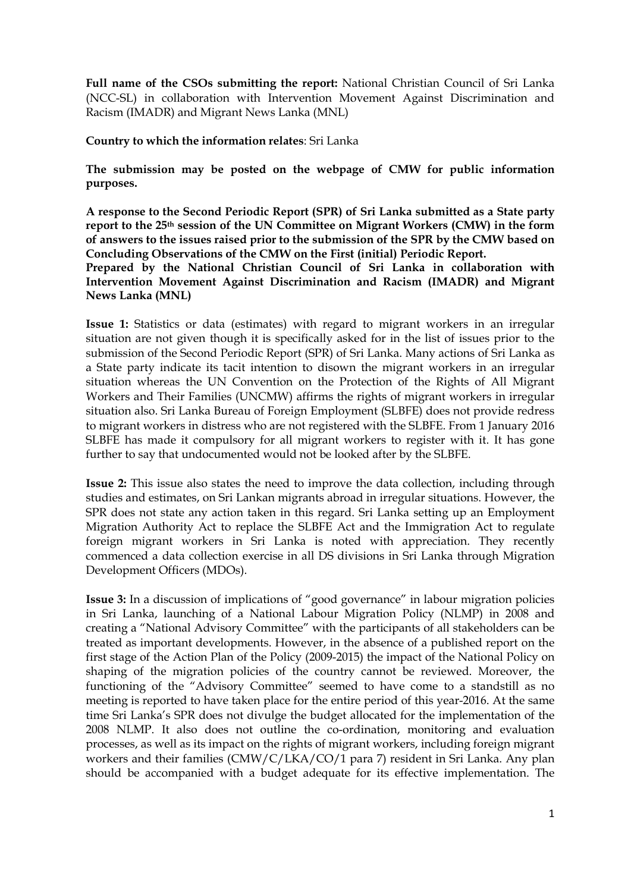**Full name of the CSOs submitting the report:** National Christian Council of Sri Lanka (NCC-SL) in collaboration with Intervention Movement Against Discrimination and Racism (IMADR) and Migrant News Lanka (MNL)

**Country to which the information relates**: Sri Lanka

**The submission may be posted on the webpage of CMW for public information purposes.**

**A response to the Second Periodic Report (SPR) of Sri Lanka submitted as a State party report to the 25th session of the UN Committee on Migrant Workers (CMW) in the form of answers to the issues raised prior to the submission of the SPR by the CMW based on Concluding Observations of the CMW on the First (initial) Periodic Report.**

**Prepared by the National Christian Council of Sri Lanka in collaboration with Intervention Movement Against Discrimination and Racism (IMADR) and Migrant News Lanka (MNL)**

**Issue 1:** Statistics or data (estimates) with regard to migrant workers in an irregular situation are not given though it is specifically asked for in the list of issues prior to the submission of the Second Periodic Report (SPR) of Sri Lanka. Many actions of Sri Lanka as a State party indicate its tacit intention to disown the migrant workers in an irregular situation whereas the UN Convention on the Protection of the Rights of All Migrant Workers and Their Families (UNCMW) affirms the rights of migrant workers in irregular situation also. Sri Lanka Bureau of Foreign Employment (SLBFE) does not provide redress to migrant workers in distress who are not registered with the SLBFE. From 1 January 2016 SLBFE has made it compulsory for all migrant workers to register with it. It has gone further to say that undocumented would not be looked after by the SLBFE.

**Issue 2:** This issue also states the need to improve the data collection, including through studies and estimates, on Sri Lankan migrants abroad in irregular situations. However, the SPR does not state any action taken in this regard. Sri Lanka setting up an Employment Migration Authority Act to replace the SLBFE Act and the Immigration Act to regulate foreign migrant workers in Sri Lanka is noted with appreciation. They recently commenced a data collection exercise in all DS divisions in Sri Lanka through Migration Development Officers (MDOs).

**Issue 3:** In a discussion of implications of "good governance" in labour migration policies in Sri Lanka, launching of a National Labour Migration Policy (NLMP) in 2008 and creating a "National Advisory Committee" with the participants of all stakeholders can be treated as important developments. However, in the absence of a published report on the first stage of the Action Plan of the Policy (2009-2015) the impact of the National Policy on shaping of the migration policies of the country cannot be reviewed. Moreover, the functioning of the "Advisory Committee" seemed to have come to a standstill as no meeting is reported to have taken place for the entire period of this year-2016. At the same time Sri Lanka's SPR does not divulge the budget allocated for the implementation of the 2008 NLMP. It also does not outline the co-ordination, monitoring and evaluation processes, as well as its impact on the rights of migrant workers, including foreign migrant workers and their families (CMW/C/LKA/CO/1 para 7) resident in Sri Lanka. Any plan should be accompanied with a budget adequate for its effective implementation. The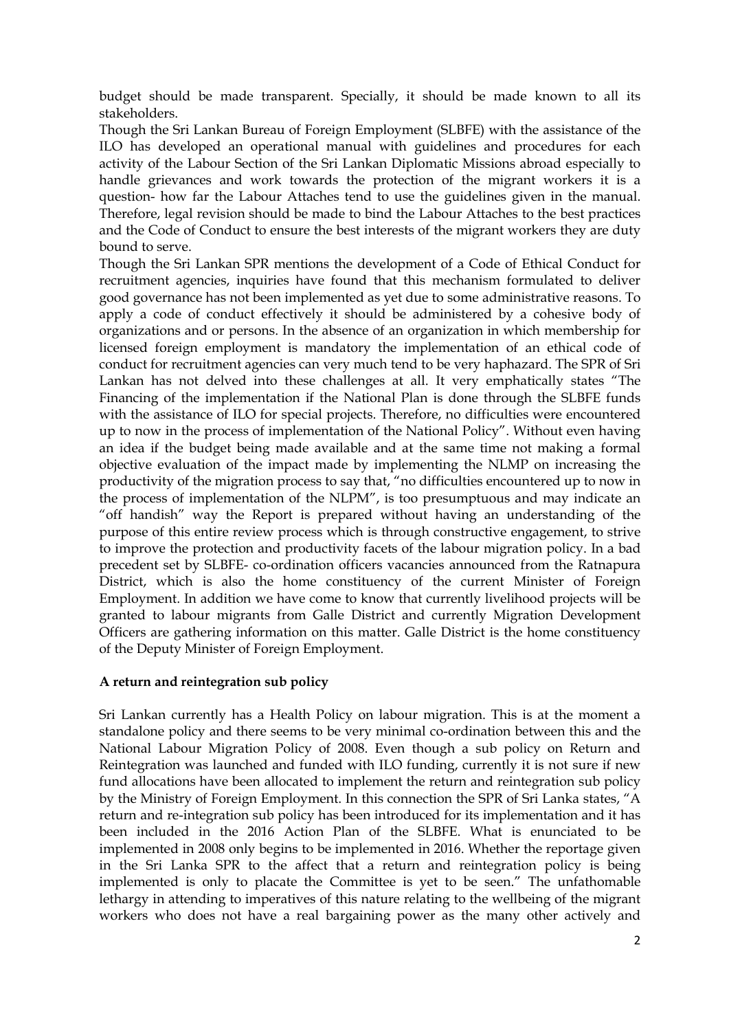budget should be made transparent. Specially, it should be made known to all its stakeholders.

Though the Sri Lankan Bureau of Foreign Employment (SLBFE) with the assistance of the ILO has developed an operational manual with guidelines and procedures for each activity of the Labour Section of the Sri Lankan Diplomatic Missions abroad especially to handle grievances and work towards the protection of the migrant workers it is a question- how far the Labour Attaches tend to use the guidelines given in the manual. Therefore, legal revision should be made to bind the Labour Attaches to the best practices and the Code of Conduct to ensure the best interests of the migrant workers they are duty bound to serve.

Though the Sri Lankan SPR mentions the development of a Code of Ethical Conduct for recruitment agencies, inquiries have found that this mechanism formulated to deliver good governance has not been implemented as yet due to some administrative reasons. To apply a code of conduct effectively it should be administered by a cohesive body of organizations and or persons. In the absence of an organization in which membership for licensed foreign employment is mandatory the implementation of an ethical code of conduct for recruitment agencies can very much tend to be very haphazard. The SPR of Sri Lankan has not delved into these challenges at all. It very emphatically states "The Financing of the implementation if the National Plan is done through the SLBFE funds with the assistance of ILO for special projects. Therefore, no difficulties were encountered up to now in the process of implementation of the National Policy". Without even having an idea if the budget being made available and at the same time not making a formal objective evaluation of the impact made by implementing the NLMP on increasing the productivity of the migration process to say that, "no difficulties encountered up to now in the process of implementation of the NLPM", is too presumptuous and may indicate an "off handish" way the Report is prepared without having an understanding of the purpose of this entire review process which is through constructive engagement, to strive to improve the protection and productivity facets of the labour migration policy. In a bad precedent set by SLBFE- co-ordination officers vacancies announced from the Ratnapura District, which is also the home constituency of the current Minister of Foreign Employment. In addition we have come to know that currently livelihood projects will be granted to labour migrants from Galle District and currently Migration Development Officers are gathering information on this matter. Galle District is the home constituency of the Deputy Minister of Foreign Employment.

**A return and reintegration sub policy**

Sri Lankan currently has a Health Policy on labour migration. This is at the moment a standalone policy and there seems to be very minimal co-ordination between this and the National Labour Migration Policy of 2008. Even though a sub policy on Return and Reintegration was launched and funded with ILO funding, currently it is not sure if new fund allocations have been allocated to implement the return and reintegration sub policy by the Ministry of Foreign Employment. In this connection the SPR of Sri Lanka states, "A return and re-integration sub policy has been introduced for its implementation and it has been included in the 2016 Action Plan of the SLBFE. What is enunciated to be implemented in 2008 only begins to be implemented in 2016. Whether the reportage given in the Sri Lanka SPR to the affect that a return and reintegration policy is being implemented is only to placate the Committee is yet to be seen." The unfathomable lethargy in attending to imperatives of this nature relating to the wellbeing of the migrant workers who does not have a real bargaining power as the many other actively and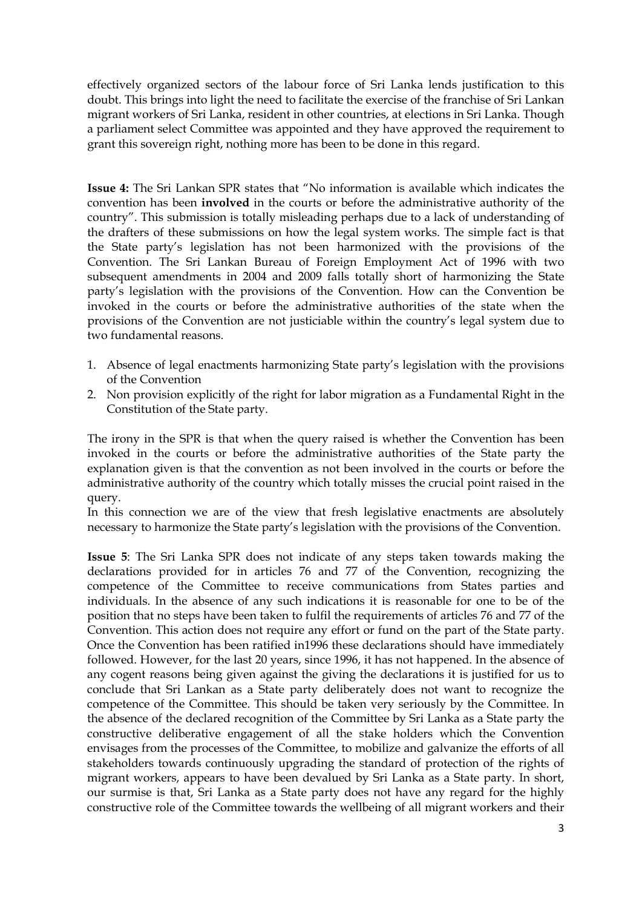effectively organized sectors of the labour force of Sri Lanka lends justification to this doubt. This brings into light the need to facilitate the exercise of the franchise of Sri Lankan migrant workers of Sri Lanka, resident in other countries, at elections in Sri Lanka. Though a parliament select Committee was appointed and they have approved the requirement to grant this sovereign right, nothing more has been to be done in this regard.

**Issue 4:** The Sri Lankan SPR states that "No information is available which indicates the convention has been **involved** in the courts or before the administrative authority of the country". This submission is totally misleading perhaps due to a lack of understanding of the drafters of these submissions on how the legal system works. The simple fact is that the State party's legislation has not been harmonized with the provisions of the Convention. The Sri Lankan Bureau of Foreign Employment Act of 1996 with two subsequent amendments in 2004 and 2009 falls totally short of harmonizing the State party's legislation with the provisions of the Convention. How can the Convention be invoked in the courts or before the administrative authorities of the state when the provisions of the Convention are not justiciable within the country's legal system due to two fundamental reasons.

1. Absence of legal enactments harmonizing State party's legislation with the provisions of the Convention
2. Non provision explicitly of the right for labor migration as a Fundamental Right in the Constitution of the State party.

The irony in the SPR is that when the query raised is whether the Convention has been invoked in the courts or before the administrative authorities of the State party the explanation given is that the convention as not been involved in the courts or before the administrative authority of the country which totally misses the crucial point raised in the query.

In this connection we are of the view that fresh legislative enactments are absolutely necessary to harmonize the State party's legislation with the provisions of the Convention.

**Issue 5**: The Sri Lanka SPR does not indicate of any steps taken towards making the declarations provided for in articles 76 and 77 of the Convention, recognizing the competence of the Committee to receive communications from States parties and individuals. In the absence of any such indications it is reasonable for one to be of the position that no steps have been taken to fulfil the requirements of articles 76 and 77 of the Convention. This action does not require any effort or fund on the part of the State party. Once the Convention has been ratified in1996 these declarations should have immediately followed. However, for the last 20 years, since 1996, it has not happened. In the absence of any cogent reasons being given against the giving the declarations it is justified for us to conclude that Sri Lankan as a State party deliberately does not want to recognize the competence of the Committee. This should be taken very seriously by the Committee. In the absence of the declared recognition of the Committee by Sri Lanka as a State party the constructive deliberative engagement of all the stake holders which the Convention envisages from the processes of the Committee, to mobilize and galvanize the efforts of all stakeholders towards continuously upgrading the standard of protection of the rights of migrant workers, appears to have been devalued by Sri Lanka as a State party. In short, our surmise is that, Sri Lanka as a State party does not have any regard for the highly constructive role of the Committee towards the wellbeing of all migrant workers and their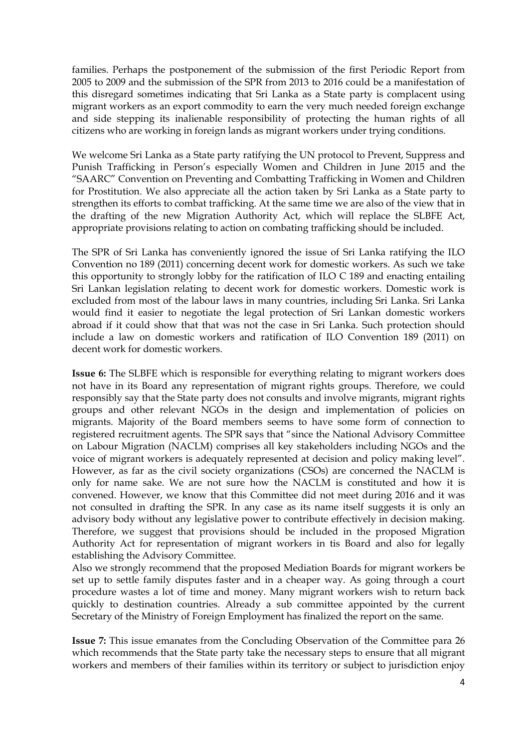families. Perhaps the postponement of the submission of the first Periodic Report from 2005 to 2009 and the submission of the SPR from 2013 to 2016 could be a manifestation of this disregard sometimes indicating that Sri Lanka as a State party is complacent using migrant workers as an export commodity to earn the very much needed foreign exchange and side stepping its inalienable responsibility of protecting the human rights of all citizens who are working in foreign lands as migrant workers under trying conditions.

We welcome Sri Lanka as a State party ratifying the UN protocol to Prevent, Suppress and Punish Trafficking in Person's especially Women and Children in June 2015 and the "SAARC" Convention on Preventing and Combatting Trafficking in Women and Children for Prostitution. We also appreciate all the action taken by Sri Lanka as a State party to strengthen its efforts to combat trafficking. At the same time we are also of the view that in the drafting of the new Migration Authority Act, which will replace the SLBFE Act, appropriate provisions relating to action on combating trafficking should be included.

The SPR of Sri Lanka has conveniently ignored the issue of Sri Lanka ratifying the ILO Convention no 189 (2011) concerning decent work for domestic workers. As such we take this opportunity to strongly lobby for the ratification of ILO C 189 and enacting entailing Sri Lankan legislation relating to decent work for domestic workers. Domestic work is excluded from most of the labour laws in many countries, including Sri Lanka. Sri Lanka would find it easier to negotiate the legal protection of Sri Lankan domestic workers abroad if it could show that that was not the case in Sri Lanka. Such protection should include a law on domestic workers and ratification of ILO Convention 189 (2011) on decent work for domestic workers.

**Issue 6:** The SLBFE which is responsible for everything relating to migrant workers does not have in its Board any representation of migrant rights groups. Therefore, we could responsibly say that the State party does not consults and involve migrants, migrant rights groups and other relevant NGOs in the design and implementation of policies on migrants. Majority of the Board members seems to have some form of connection to registered recruitment agents. The SPR says that "since the National Advisory Committee on Labour Migration (NACLM) comprises all key stakeholders including NGOs and the voice of migrant workers is adequately represented at decision and policy making level". However, as far as the civil society organizations (CSOs) are concerned the NACLM is only for name sake. We are not sure how the NACLM is constituted and how it is convened. However, we know that this Committee did not meet during 2016 and it was not consulted in drafting the SPR. In any case as its name itself suggests it is only an advisory body without any legislative power to contribute effectively in decision making. Therefore, we suggest that provisions should be included in the proposed Migration Authority Act for representation of migrant workers in tis Board and also for legally establishing the Advisory Committee.

Also we strongly recommend that the proposed Mediation Boards for migrant workers be set up to settle family disputes faster and in a cheaper way. As going through a court procedure wastes a lot of time and money. Many migrant workers wish to return back quickly to destination countries. Already a sub committee appointed by the current Secretary of the Ministry of Foreign Employment has finalized the report on the same.

**Issue 7:** This issue emanates from the Concluding Observation of the Committee para 26 which recommends that the State party take the necessary steps to ensure that all migrant workers and members of their families within its territory or subject to jurisdiction enjoy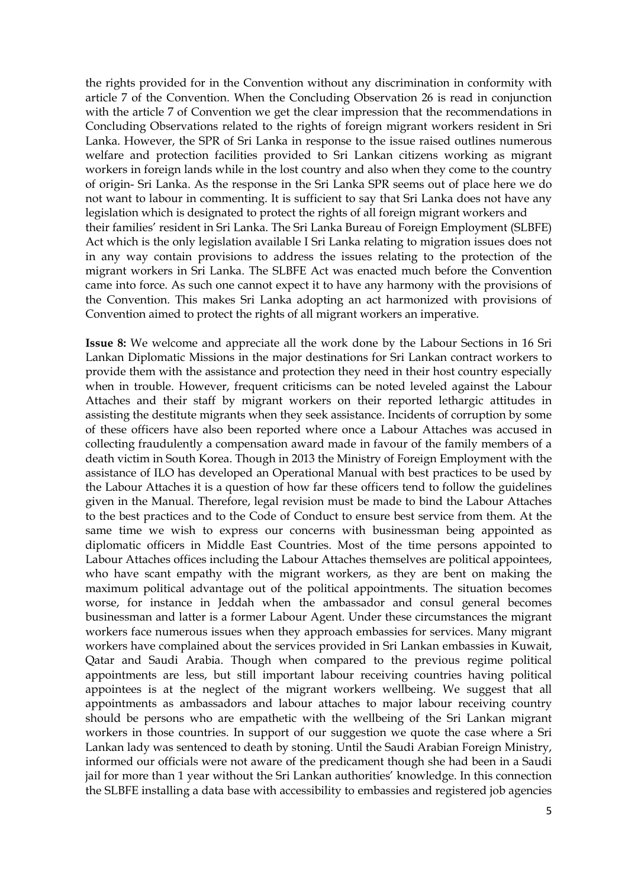the rights provided for in the Convention without any discrimination in conformity with article 7 of the Convention. When the Concluding Observation 26 is read in conjunction with the article 7 of Convention we get the clear impression that the recommendations in Concluding Observations related to the rights of foreign migrant workers resident in Sri Lanka. However, the SPR of Sri Lanka in response to the issue raised outlines numerous welfare and protection facilities provided to Sri Lankan citizens working as migrant workers in foreign lands while in the lost country and also when they come to the country of origin- Sri Lanka. As the response in the Sri Lanka SPR seems out of place here we do not want to labour in commenting. It is sufficient to say that Sri Lanka does not have any legislation which is designated to protect the rights of all foreign migrant workers and their families' resident in Sri Lanka. The Sri Lanka Bureau of Foreign Employment (SLBFE) Act which is the only legislation available I Sri Lanka relating to migration issues does not in any way contain provisions to address the issues relating to the protection of the migrant workers in Sri Lanka. The SLBFE Act was enacted much before the Convention came into force. As such one cannot expect it to have any harmony with the provisions of the Convention. This makes Sri Lanka adopting an act harmonized with provisions of Convention aimed to protect the rights of all migrant workers an imperative.

**Issue 8:** We welcome and appreciate all the work done by the Labour Sections in 16 Sri Lankan Diplomatic Missions in the major destinations for Sri Lankan contract workers to provide them with the assistance and protection they need in their host country especially when in trouble. However, frequent criticisms can be noted leveled against the Labour Attaches and their staff by migrant workers on their reported lethargic attitudes in assisting the destitute migrants when they seek assistance. Incidents of corruption by some of these officers have also been reported where once a Labour Attaches was accused in collecting fraudulently a compensation award made in favour of the family members of a death victim in South Korea. Though in 2013 the Ministry of Foreign Employment with the assistance of ILO has developed an Operational Manual with best practices to be used by the Labour Attaches it is a question of how far these officers tend to follow the guidelines given in the Manual. Therefore, legal revision must be made to bind the Labour Attaches to the best practices and to the Code of Conduct to ensure best service from them. At the same time we wish to express our concerns with businessman being appointed as diplomatic officers in Middle East Countries. Most of the time persons appointed to Labour Attaches offices including the Labour Attaches themselves are political appointees, who have scant empathy with the migrant workers, as they are bent on making the maximum political advantage out of the political appointments. The situation becomes worse, for instance in Jeddah when the ambassador and consul general becomes businessman and latter is a former Labour Agent. Under these circumstances the migrant workers face numerous issues when they approach embassies for services. Many migrant workers have complained about the services provided in Sri Lankan embassies in Kuwait, Qatar and Saudi Arabia. Though when compared to the previous regime political appointments are less, but still important labour receiving countries having political appointees is at the neglect of the migrant workers wellbeing. We suggest that all appointments as ambassadors and labour attaches to major labour receiving country should be persons who are empathetic with the wellbeing of the Sri Lankan migrant workers in those countries. In support of our suggestion we quote the case where a Sri Lankan lady was sentenced to death by stoning. Until the Saudi Arabian Foreign Ministry, informed our officials were not aware of the predicament though she had been in a Saudi jail for more than 1 year without the Sri Lankan authorities' knowledge. In this connection the SLBFE installing a data base with accessibility to embassies and registered job agencies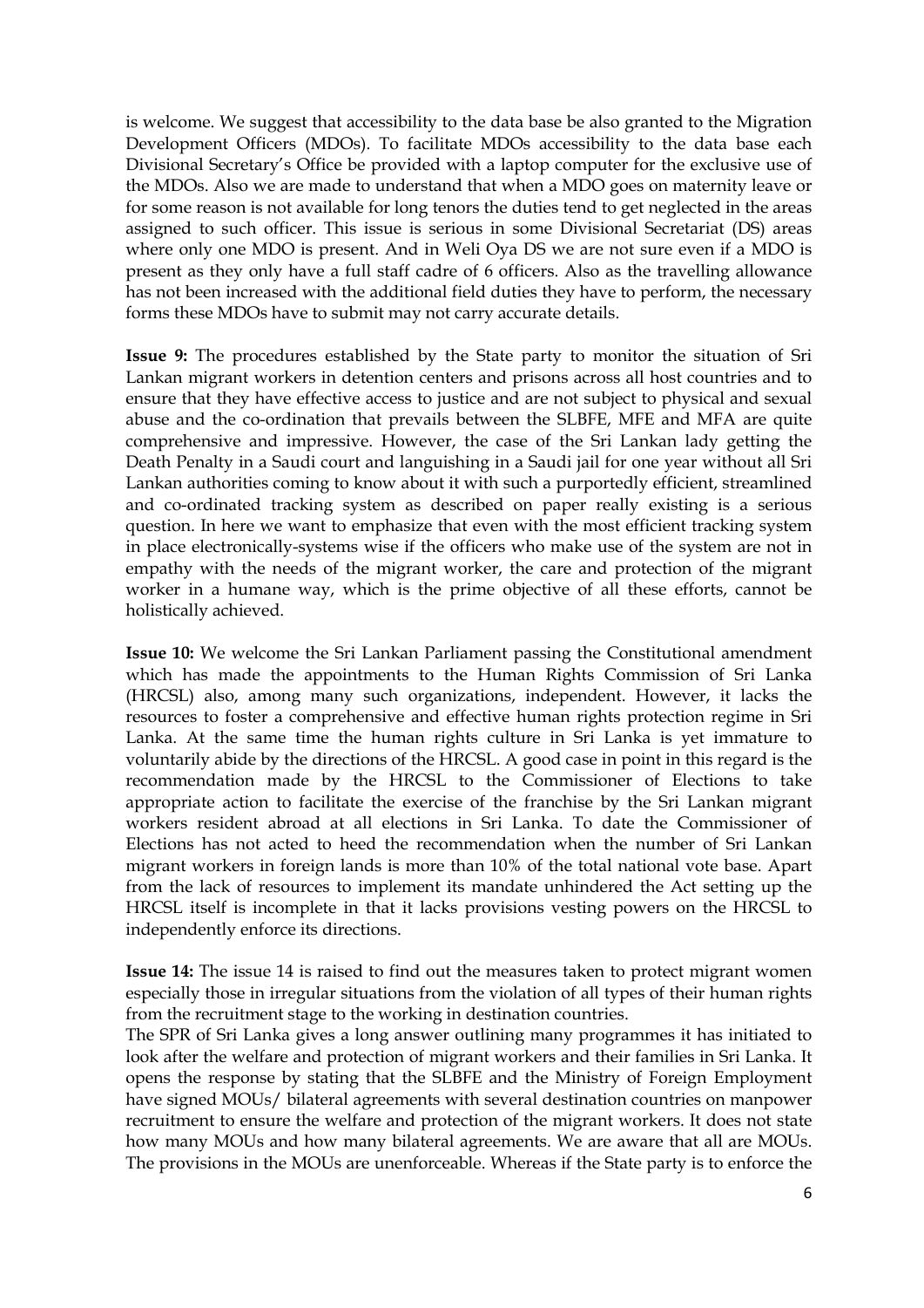is welcome. We suggest that accessibility to the data base be also granted to the Migration Development Officers (MDOs). To facilitate MDOs accessibility to the data base each Divisional Secretary's Office be provided with a laptop computer for the exclusive use of the MDOs. Also we are made to understand that when a MDO goes on maternity leave or for some reason is not available for long tenors the duties tend to get neglected in the areas assigned to such officer. This issue is serious in some Divisional Secretariat (DS) areas where only one MDO is present. And in Weli Oya DS we are not sure even if a MDO is present as they only have a full staff cadre of 6 officers. Also as the travelling allowance has not been increased with the additional field duties they have to perform, the necessary forms these MDOs have to submit may not carry accurate details.

**Issue 9:** The procedures established by the State party to monitor the situation of Sri Lankan migrant workers in detention centers and prisons across all host countries and to ensure that they have effective access to justice and are not subject to physical and sexual abuse and the co-ordination that prevails between the SLBFE, MFE and MFA are quite comprehensive and impressive. However, the case of the Sri Lankan lady getting the Death Penalty in a Saudi court and languishing in a Saudi jail for one year without all Sri Lankan authorities coming to know about it with such a purportedly efficient, streamlined and co-ordinated tracking system as described on paper really existing is a serious question. In here we want to emphasize that even with the most efficient tracking system in place electronically-systems wise if the officers who make use of the system are not in empathy with the needs of the migrant worker, the care and protection of the migrant worker in a humane way, which is the prime objective of all these efforts, cannot be holistically achieved.

**Issue 10:** We welcome the Sri Lankan Parliament passing the Constitutional amendment which has made the appointments to the Human Rights Commission of Sri Lanka (HRCSL) also, among many such organizations, independent. However, it lacks the resources to foster a comprehensive and effective human rights protection regime in Sri Lanka. At the same time the human rights culture in Sri Lanka is yet immature to voluntarily abide by the directions of the HRCSL. A good case in point in this regard is the recommendation made by the HRCSL to the Commissioner of Elections to take appropriate action to facilitate the exercise of the franchise by the Sri Lankan migrant workers resident abroad at all elections in Sri Lanka. To date the Commissioner of Elections has not acted to heed the recommendation when the number of Sri Lankan migrant workers in foreign lands is more than 10% of the total national vote base. Apart from the lack of resources to implement its mandate unhindered the Act setting up the HRCSL itself is incomplete in that it lacks provisions vesting powers on the HRCSL to independently enforce its directions.

**Issue 14:** The issue 14 is raised to find out the measures taken to protect migrant women especially those in irregular situations from the violation of all types of their human rights from the recruitment stage to the working in destination countries.

The SPR of Sri Lanka gives a long answer outlining many programmes it has initiated to look after the welfare and protection of migrant workers and their families in Sri Lanka. It opens the response by stating that the SLBFE and the Ministry of Foreign Employment have signed MOUs/ bilateral agreements with several destination countries on manpower recruitment to ensure the welfare and protection of the migrant workers. It does not state how many MOUs and how many bilateral agreements. We are aware that all are MOUs. The provisions in the MOUs are unenforceable. Whereas if the State party is to enforce the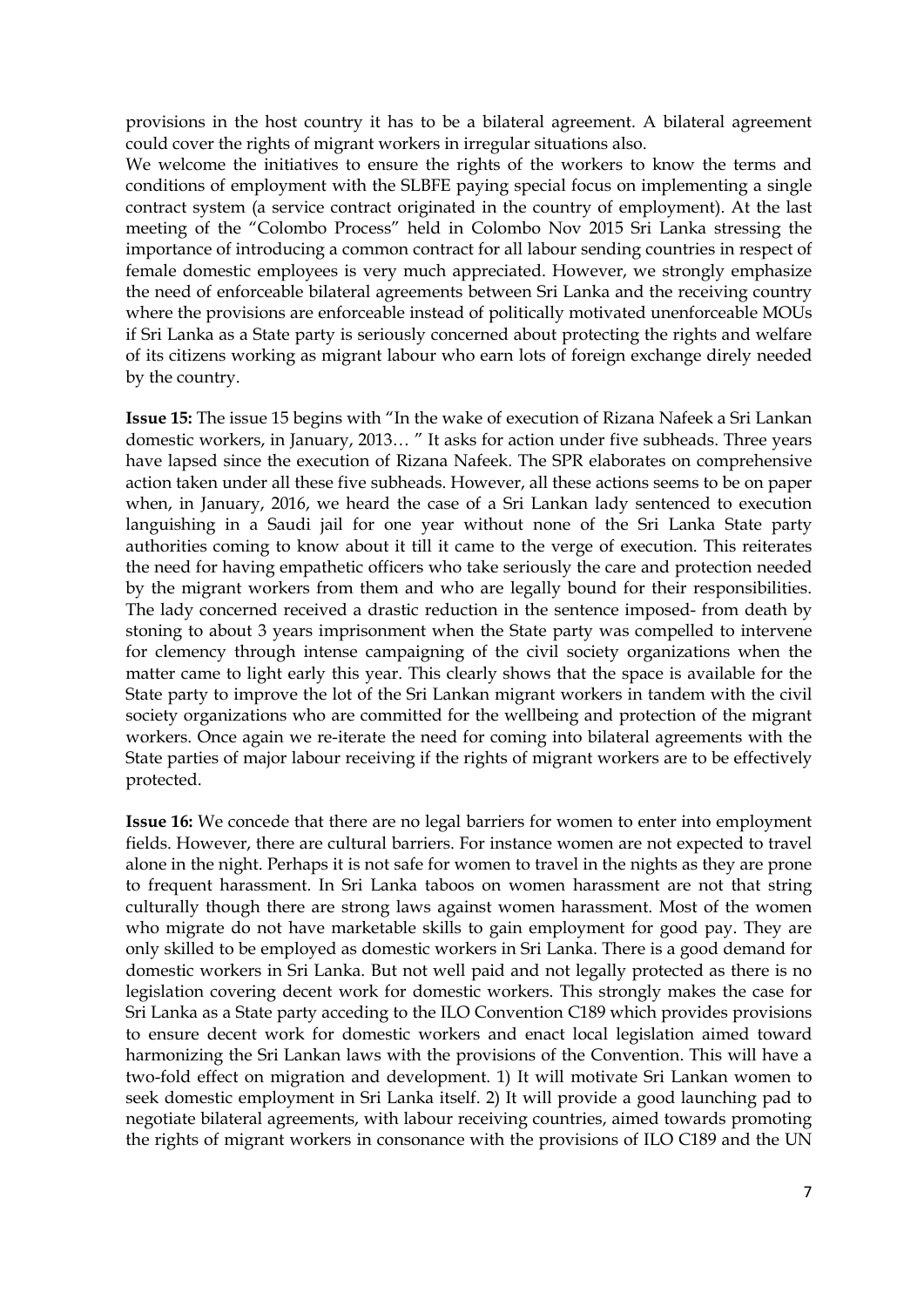provisions in the host country it has to be a bilateral agreement. A bilateral agreement could cover the rights of migrant workers in irregular situations also.

We welcome the initiatives to ensure the rights of the workers to know the terms and conditions of employment with the SLBFE paying special focus on implementing a single contract system (a service contract originated in the country of employment). At the last meeting of the "Colombo Process" held in Colombo Nov 2015 Sri Lanka stressing the importance of introducing a common contract for all labour sending countries in respect of female domestic employees is very much appreciated. However, we strongly emphasize the need of enforceable bilateral agreements between Sri Lanka and the receiving country where the provisions are enforceable instead of politically motivated unenforceable MOUs if Sri Lanka as a State party is seriously concerned about protecting the rights and welfare of its citizens working as migrant labour who earn lots of foreign exchange direly needed by the country.

**Issue 15:** The issue 15 begins with "In the wake of execution of Rizana Nafeek a Sri Lankan domestic workers, in January, 2013… " It asks for action under five subheads. Three years have lapsed since the execution of Rizana Nafeek. The SPR elaborates on comprehensive action taken under all these five subheads. However, all these actions seems to be on paper when, in January, 2016, we heard the case of a Sri Lankan lady sentenced to execution languishing in a Saudi jail for one year without none of the Sri Lanka State party authorities coming to know about it till it came to the verge of execution. This reiterates the need for having empathetic officers who take seriously the care and protection needed by the migrant workers from them and who are legally bound for their responsibilities. The lady concerned received a drastic reduction in the sentence imposed- from death by stoning to about 3 years imprisonment when the State party was compelled to intervene for clemency through intense campaigning of the civil society organizations when the matter came to light early this year. This clearly shows that the space is available for the State party to improve the lot of the Sri Lankan migrant workers in tandem with the civil society organizations who are committed for the wellbeing and protection of the migrant workers. Once again we re-iterate the need for coming into bilateral agreements with the State parties of major labour receiving if the rights of migrant workers are to be effectively protected.

**Issue 16:** We concede that there are no legal barriers for women to enter into employment fields. However, there are cultural barriers. For instance women are not expected to travel alone in the night. Perhaps it is not safe for women to travel in the nights as they are prone to frequent harassment. In Sri Lanka taboos on women harassment are not that string culturally though there are strong laws against women harassment. Most of the women who migrate do not have marketable skills to gain employment for good pay. They are only skilled to be employed as domestic workers in Sri Lanka. There is a good demand for domestic workers in Sri Lanka. But not well paid and not legally protected as there is no legislation covering decent work for domestic workers. This strongly makes the case for Sri Lanka as a State party acceding to the ILO Convention C189 which provides provisions to ensure decent work for domestic workers and enact local legislation aimed toward harmonizing the Sri Lankan laws with the provisions of the Convention. This will have a two-fold effect on migration and development. 1) It will motivate Sri Lankan women to seek domestic employment in Sri Lanka itself. 2) It will provide a good launching pad to negotiate bilateral agreements, with labour receiving countries, aimed towards promoting the rights of migrant workers in consonance with the provisions of ILO C189 and the UN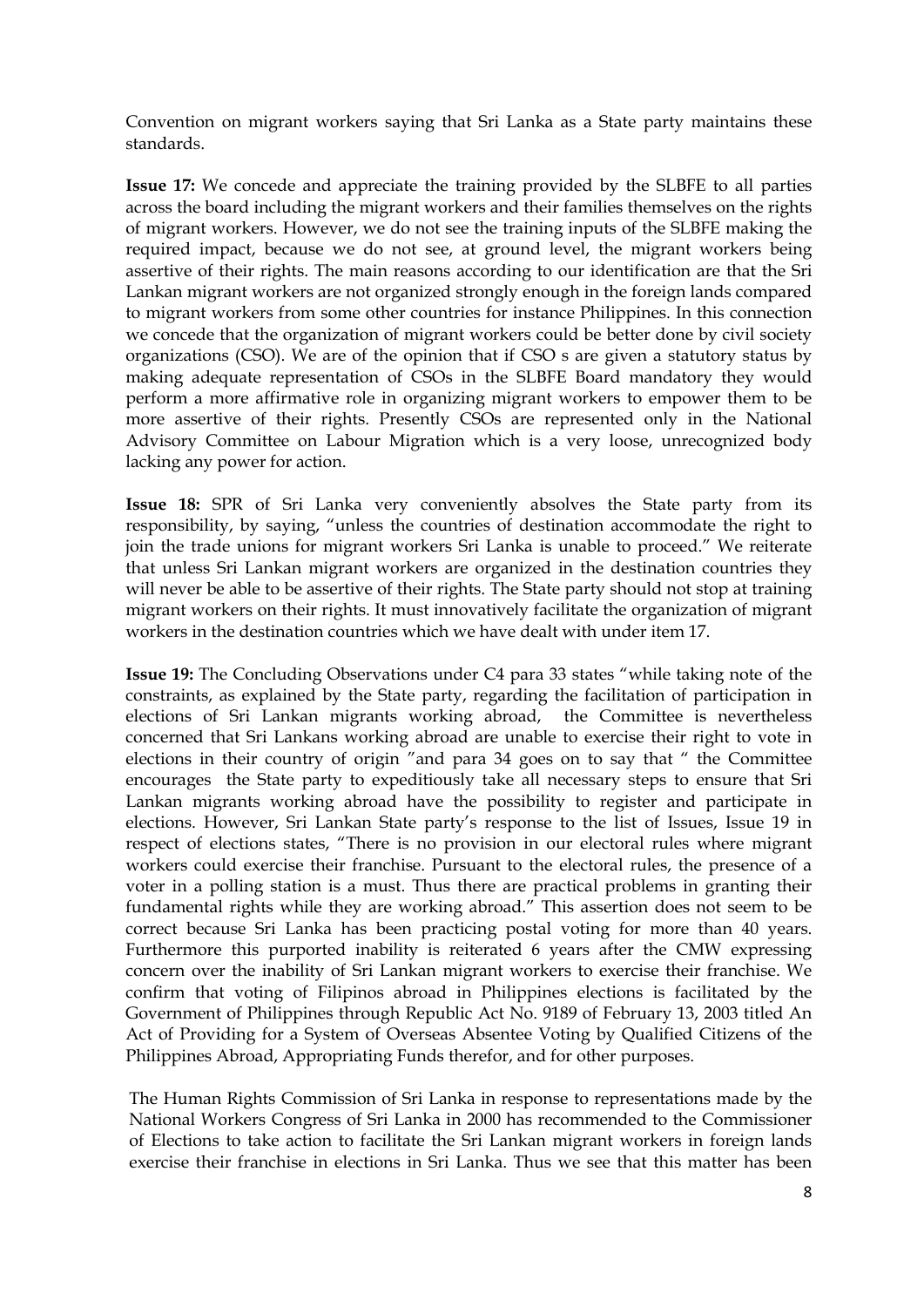Convention on migrant workers saying that Sri Lanka as a State party maintains these standards.

**Issue 17:** We concede and appreciate the training provided by the SLBFE to all parties across the board including the migrant workers and their families themselves on the rights of migrant workers. However, we do not see the training inputs of the SLBFE making the required impact, because we do not see, at ground level, the migrant workers being assertive of their rights. The main reasons according to our identification are that the Sri Lankan migrant workers are not organized strongly enough in the foreign lands compared to migrant workers from some other countries for instance Philippines. In this connection we concede that the organization of migrant workers could be better done by civil society organizations (CSO). We are of the opinion that if CSO s are given a statutory status by making adequate representation of CSOs in the SLBFE Board mandatory they would perform a more affirmative role in organizing migrant workers to empower them to be more assertive of their rights. Presently CSOs are represented only in the National Advisory Committee on Labour Migration which is a very loose, unrecognized body lacking any power for action.

**Issue 18:** SPR of Sri Lanka very conveniently absolves the State party from its responsibility, by saying, "unless the countries of destination accommodate the right to join the trade unions for migrant workers Sri Lanka is unable to proceed." We reiterate that unless Sri Lankan migrant workers are organized in the destination countries they will never be able to be assertive of their rights. The State party should not stop at training migrant workers on their rights. It must innovatively facilitate the organization of migrant workers in the destination countries which we have dealt with under item 17.

**Issue 19:** The Concluding Observations under C4 para 33 states "while taking note of the constraints, as explained by the State party, regarding the facilitation of participation in elections of Sri Lankan migrants working abroad, the Committee is nevertheless concerned that Sri Lankans working abroad are unable to exercise their right to vote in elections in their country of origin "and para 34 goes on to say that " the Committee encourages the State party to expeditiously take all necessary steps to ensure that Sri Lankan migrants working abroad have the possibility to register and participate in elections. However, Sri Lankan State party's response to the list of Issues, Issue 19 in respect of elections states, "There is no provision in our electoral rules where migrant workers could exercise their franchise. Pursuant to the electoral rules, the presence of a voter in a polling station is a must. Thus there are practical problems in granting their fundamental rights while they are working abroad." This assertion does not seem to be correct because Sri Lanka has been practicing postal voting for more than 40 years. Furthermore this purported inability is reiterated 6 years after the CMW expressing concern over the inability of Sri Lankan migrant workers to exercise their franchise. We confirm that voting of Filipinos abroad in Philippines elections is facilitated by the Government of Philippines through Republic Act No. 9189 of February 13, 2003 titled An Act of Providing for a System of Overseas Absentee Voting by Qualified Citizens of the Philippines Abroad, Appropriating Funds therefor, and for other purposes.

The Human Rights Commission of Sri Lanka in response to representations made by the National Workers Congress of Sri Lanka in 2000 has recommended to the Commissioner of Elections to take action to facilitate the Sri Lankan migrant workers in foreign lands exercise their franchise in elections in Sri Lanka. Thus we see that this matter has been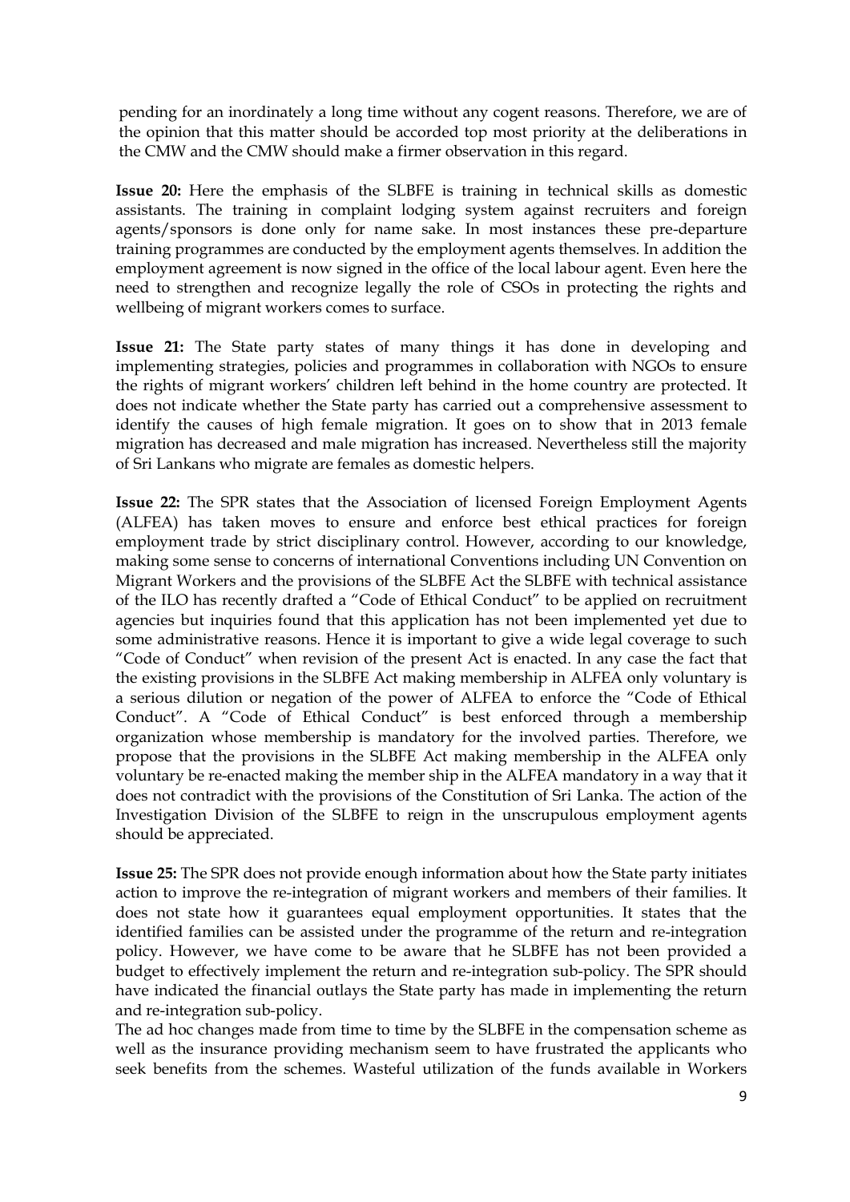pending for an inordinately a long time without any cogent reasons. Therefore, we are of the opinion that this matter should be accorded top most priority at the deliberations in the CMW and the CMW should make a firmer observation in this regard.

**Issue 20:** Here the emphasis of the SLBFE is training in technical skills as domestic assistants. The training in complaint lodging system against recruiters and foreign agents/sponsors is done only for name sake. In most instances these pre-departure training programmes are conducted by the employment agents themselves. In addition the employment agreement is now signed in the office of the local labour agent. Even here the need to strengthen and recognize legally the role of CSOs in protecting the rights and wellbeing of migrant workers comes to surface.

**Issue 21:** The State party states of many things it has done in developing and implementing strategies, policies and programmes in collaboration with NGOs to ensure the rights of migrant workers' children left behind in the home country are protected. It does not indicate whether the State party has carried out a comprehensive assessment to identify the causes of high female migration. It goes on to show that in 2013 female migration has decreased and male migration has increased. Nevertheless still the majority of Sri Lankans who migrate are females as domestic helpers.

**Issue 22:** The SPR states that the Association of licensed Foreign Employment Agents (ALFEA) has taken moves to ensure and enforce best ethical practices for foreign employment trade by strict disciplinary control. However, according to our knowledge, making some sense to concerns of international Conventions including UN Convention on Migrant Workers and the provisions of the SLBFE Act the SLBFE with technical assistance of the ILO has recently drafted a "Code of Ethical Conduct" to be applied on recruitment agencies but inquiries found that this application has not been implemented yet due to some administrative reasons. Hence it is important to give a wide legal coverage to such "Code of Conduct" when revision of the present Act is enacted. In any case the fact that the existing provisions in the SLBFE Act making membership in ALFEA only voluntary is a serious dilution or negation of the power of ALFEA to enforce the "Code of Ethical Conduct". A "Code of Ethical Conduct" is best enforced through a membership organization whose membership is mandatory for the involved parties. Therefore, we propose that the provisions in the SLBFE Act making membership in the ALFEA only voluntary be re-enacted making the member ship in the ALFEA mandatory in a way that it does not contradict with the provisions of the Constitution of Sri Lanka. The action of the Investigation Division of the SLBFE to reign in the unscrupulous employment agents should be appreciated.

**Issue 25:** The SPR does not provide enough information about how the State party initiates action to improve the re-integration of migrant workers and members of their families. It does not state how it guarantees equal employment opportunities. It states that the identified families can be assisted under the programme of the return and re-integration policy. However, we have come to be aware that he SLBFE has not been provided a budget to effectively implement the return and re-integration sub-policy. The SPR should have indicated the financial outlays the State party has made in implementing the return and re-integration sub-policy.

The ad hoc changes made from time to time by the SLBFE in the compensation scheme as well as the insurance providing mechanism seem to have frustrated the applicants who seek benefits from the schemes. Wasteful utilization of the funds available in Workers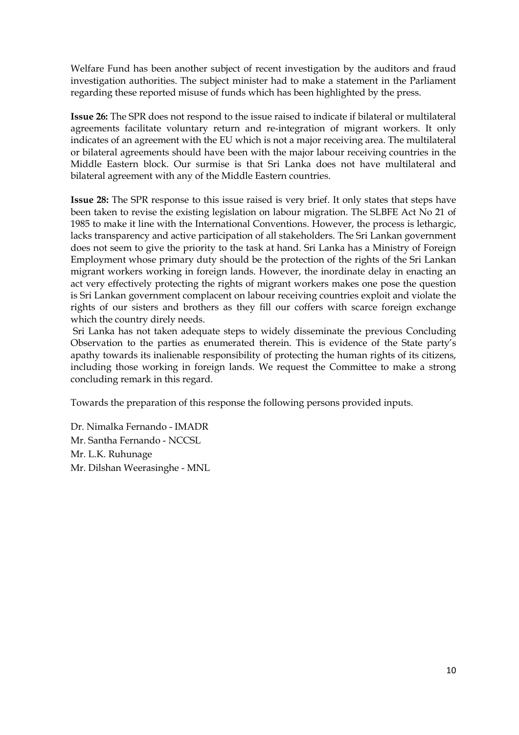Welfare Fund has been another subject of recent investigation by the auditors and fraud investigation authorities. The subject minister had to make a statement in the Parliament regarding these reported misuse of funds which has been highlighted by the press.

**Issue 26:** The SPR does not respond to the issue raised to indicate if bilateral or multilateral agreements facilitate voluntary return and re-integration of migrant workers. It only indicates of an agreement with the EU which is not a major receiving area. The multilateral or bilateral agreements should have been with the major labour receiving countries in the Middle Eastern block. Our surmise is that Sri Lanka does not have multilateral and bilateral agreement with any of the Middle Eastern countries.

**Issue 28:** The SPR response to this issue raised is very brief. It only states that steps have been taken to revise the existing legislation on labour migration. The SLBFE Act No 21 of 1985 to make it line with the International Conventions. However, the process is lethargic, lacks transparency and active participation of all stakeholders. The Sri Lankan government does not seem to give the priority to the task at hand. Sri Lanka has a Ministry of Foreign Employment whose primary duty should be the protection of the rights of the Sri Lankan migrant workers working in foreign lands. However, the inordinate delay in enacting an act very effectively protecting the rights of migrant workers makes one pose the question is Sri Lankan government complacent on labour receiving countries exploit and violate the rights of our sisters and brothers as they fill our coffers with scarce foreign exchange which the country direly needs.

Sri Lanka has not taken adequate steps to widely disseminate the previous Concluding Observation to the parties as enumerated therein. This is evidence of the State party's apathy towards its inalienable responsibility of protecting the human rights of its citizens, including those working in foreign lands. We request the Committee to make a strong concluding remark in this regard.

Towards the preparation of this response the following persons provided inputs.

Dr. Nimalka Fernando - IMADR  
Mr. Santha Fernando - NCCSL  
Mr. L.K. Ruhunage  
Mr. Dilshan Weerasinghe - MNL